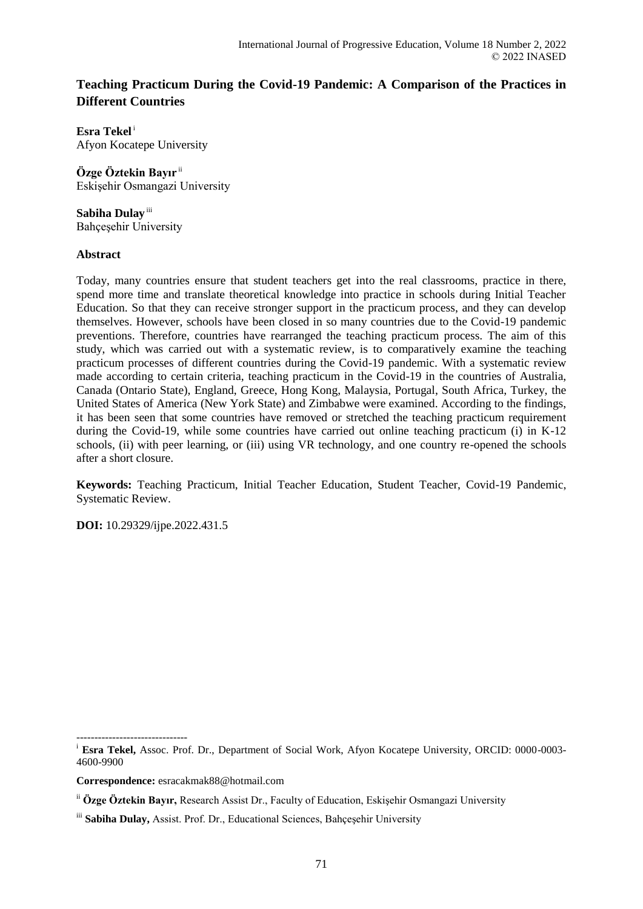# Teaching Practicum During the Covid-19 Pandemic: A Comparison of the Practices in Different Countries

**Esra Tekel** [i]
Afyon Kocatepe University

**Özge Öztekin Bayır** [ii]
Eskişehir Osmangazi University

**Sabiha Dulay** [iii]
Bahçeşehir University

## Abstract

Today, many countries ensure that student teachers get into the real classrooms, practice in there, spend more time and translate theoretical knowledge into practice in schools during Initial Teacher Education. So that they can receive stronger support in the practicum process, and they can develop themselves. However, schools have been closed in so many countries due to the Covid-19 pandemic preventions. Therefore, countries have rearranged the teaching practicum process. The aim of this study, which was carried out with a systematic review, is to comparatively examine the teaching practicum processes of different countries during the Covid-19 pandemic. With a systematic review made according to certain criteria, teaching practicum in the Covid-19 in the countries of Australia, Canada (Ontario State), England, Greece, Hong Kong, Malaysia, Portugal, South Africa, Turkey, the United States of America (New York State) and Zimbabwe were examined. According to the findings, it has been seen that some countries have removed or stretched the teaching practicum requirement during the Covid-19, while some countries have carried out online teaching practicum (i) in K-12 schools, (ii) with peer learning, or (iii) using VR technology, and one country re-opened the schools after a short closure.

**Keywords:** Teaching Practicum, Initial Teacher Education, Student Teacher, Covid-19 Pandemic, Systematic Review.

**DOI:** 10.29329/ijpe.2022.431.5

-------------------------------

[i] **Esra Tekel,** Assoc. Prof. Dr., Department of Social Work, Afyon Kocatepe University, ORCID: 0000-0003-4600-9900

**Correspondence:** esracakmak88@hotmail.com

[ii] **Özge Öztekin Bayır,** Research Assist Dr., Faculty of Education, Eskişehir Osmangazi University

[iii] **Sabiha Dulay,** Assist. Prof. Dr., Educational Sciences, Bahçeşehir University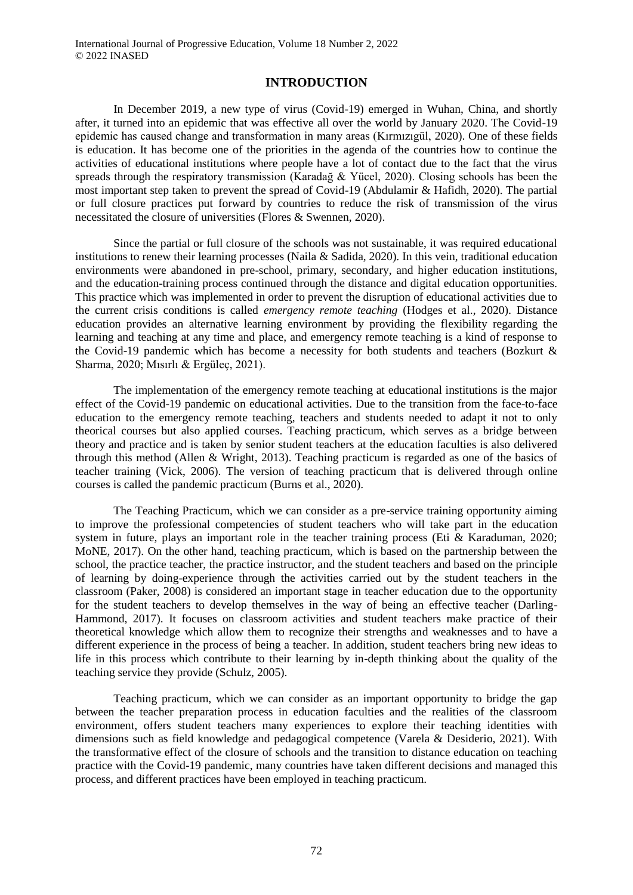## INTRODUCTION

In December 2019, a new type of virus (Covid-19) emerged in Wuhan, China, and shortly after, it turned into an epidemic that was effective all over the world by January 2020. The Covid-19 epidemic has caused change and transformation in many areas (Kırmızıgül, 2020). One of these fields is education. It has become one of the priorities in the agenda of the countries how to continue the activities of educational institutions where people have a lot of contact due to the fact that the virus spreads through the respiratory transmission (Karadağ & Yücel, 2020). Closing schools has been the most important step taken to prevent the spread of Covid-19 (Abdulamir & Hafidh, 2020). The partial or full closure practices put forward by countries to reduce the risk of transmission of the virus necessitated the closure of universities (Flores & Swennen, 2020).

Since the partial or full closure of the schools was not sustainable, it was required educational institutions to renew their learning processes (Naila & Sadida, 2020). In this vein, traditional education environments were abandoned in pre-school, primary, secondary, and higher education institutions, and the education-training process continued through the distance and digital education opportunities. This practice which was implemented in order to prevent the disruption of educational activities due to the current crisis conditions is called *emergency remote teaching* (Hodges et al., 2020). Distance education provides an alternative learning environment by providing the flexibility regarding the learning and teaching at any time and place, and emergency remote teaching is a kind of response to the Covid-19 pandemic which has become a necessity for both students and teachers (Bozkurt & Sharma, 2020; Mısırlı & Ergüleç, 2021).

The implementation of the emergency remote teaching at educational institutions is the major effect of the Covid-19 pandemic on educational activities. Due to the transition from the face-to-face education to the emergency remote teaching, teachers and students needed to adapt it not to only theorical courses but also applied courses. Teaching practicum, which serves as a bridge between theory and practice and is taken by senior student teachers at the education faculties is also delivered through this method (Allen & Wright, 2013). Teaching practicum is regarded as one of the basics of teacher training (Vick, 2006). The version of teaching practicum that is delivered through online courses is called the pandemic practicum (Burns et al., 2020).

The Teaching Practicum, which we can consider as a pre-service training opportunity aiming to improve the professional competencies of student teachers who will take part in the education system in future, plays an important role in the teacher training process (Eti & Karaduman, 2020; MoNE, 2017). On the other hand, teaching practicum, which is based on the partnership between the school, the practice teacher, the practice instructor, and the student teachers and based on the principle of learning by doing-experience through the activities carried out by the student teachers in the classroom (Paker, 2008) is considered an important stage in teacher education due to the opportunity for the student teachers to develop themselves in the way of being an effective teacher (Darling-Hammond, 2017). It focuses on classroom activities and student teachers make practice of their theoretical knowledge which allow them to recognize their strengths and weaknesses and to have a different experience in the process of being a teacher. In addition, student teachers bring new ideas to life in this process which contribute to their learning by in-depth thinking about the quality of the teaching service they provide (Schulz, 2005).

Teaching practicum, which we can consider as an important opportunity to bridge the gap between the teacher preparation process in education faculties and the realities of the classroom environment, offers student teachers many experiences to explore their teaching identities with dimensions such as field knowledge and pedagogical competence (Varela & Desiderio, 2021). With the transformative effect of the closure of schools and the transition to distance education on teaching practice with the Covid-19 pandemic, many countries have taken different decisions and managed this process, and different practices have been employed in teaching practicum.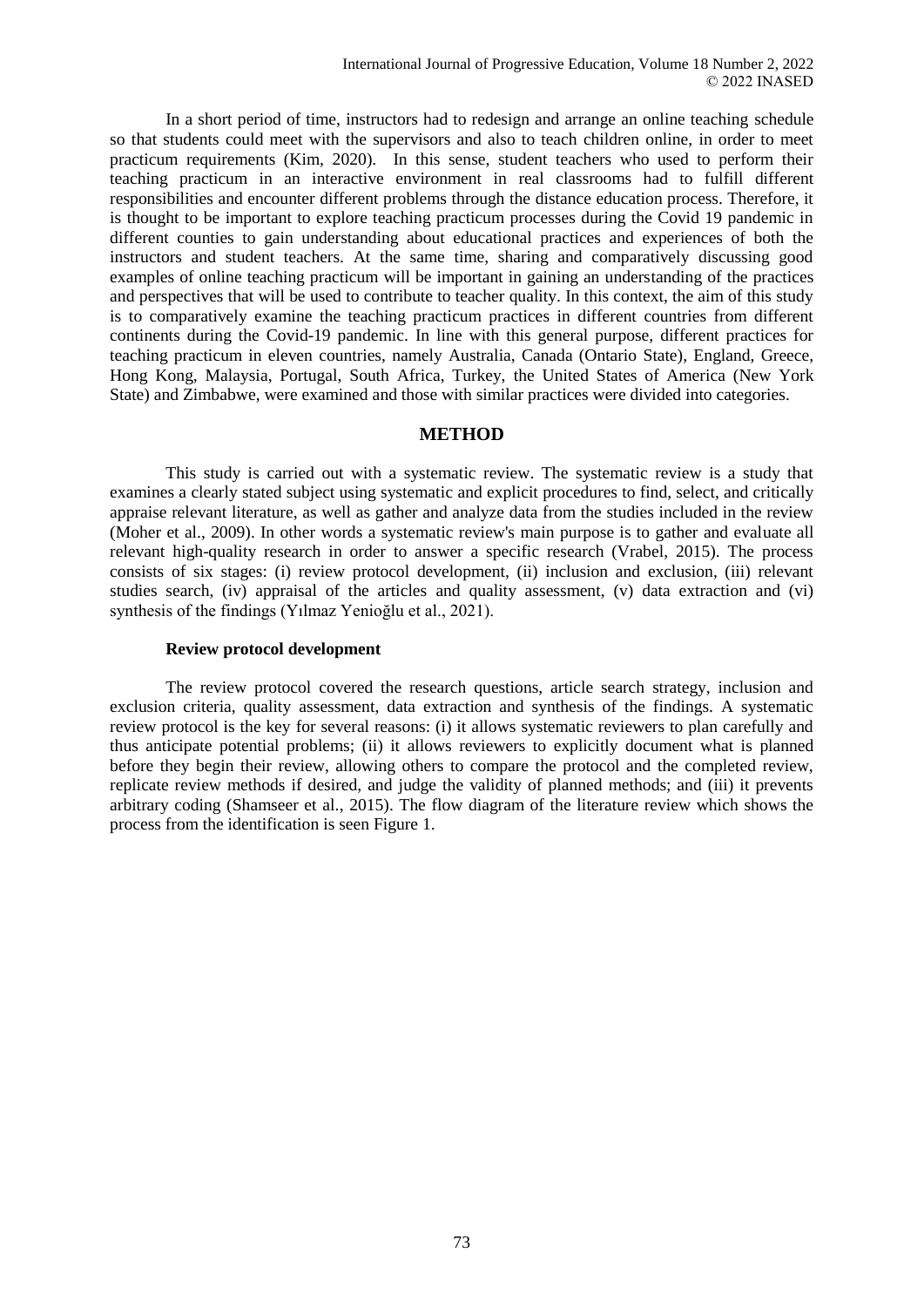In a short period of time, instructors had to redesign and arrange an online teaching schedule so that students could meet with the supervisors and also to teach children online, in order to meet practicum requirements (Kim, 2020). In this sense, student teachers who used to perform their teaching practicum in an interactive environment in real classrooms had to fulfill different responsibilities and encounter different problems through the distance education process. Therefore, it is thought to be important to explore teaching practicum processes during the Covid 19 pandemic in different counties to gain understanding about educational practices and experiences of both the instructors and student teachers. At the same time, sharing and comparatively discussing good examples of online teaching practicum will be important in gaining an understanding of the practices and perspectives that will be used to contribute to teacher quality. In this context, the aim of this study is to comparatively examine the teaching practicum practices in different countries from different continents during the Covid-19 pandemic. In line with this general purpose, different practices for teaching practicum in eleven countries, namely Australia, Canada (Ontario State), England, Greece, Hong Kong, Malaysia, Portugal, South Africa, Turkey, the United States of America (New York State) and Zimbabwe, were examined and those with similar practices were divided into categories.

## METHOD

This study is carried out with a systematic review. The systematic review is a study that examines a clearly stated subject using systematic and explicit procedures to find, select, and critically appraise relevant literature, as well as gather and analyze data from the studies included in the review (Moher et al., 2009). In other words a systematic review's main purpose is to gather and evaluate all relevant high-quality research in order to answer a specific research (Vrabel, 2015). The process consists of six stages: (i) review protocol development, (ii) inclusion and exclusion, (iii) relevant studies search, (iv) appraisal of the articles and quality assessment, (v) data extraction and (vi) synthesis of the findings (Yılmaz Yenioğlu et al., 2021).

### Review protocol development

The review protocol covered the research questions, article search strategy, inclusion and exclusion criteria, quality assessment, data extraction and synthesis of the findings. A systematic review protocol is the key for several reasons: (i) it allows systematic reviewers to plan carefully and thus anticipate potential problems; (ii) it allows reviewers to explicitly document what is planned before they begin their review, allowing others to compare the protocol and the completed review, replicate review methods if desired, and judge the validity of planned methods; and (iii) it prevents arbitrary coding (Shamseer et al., 2015). The flow diagram of the literature review which shows the process from the identification is seen Figure 1.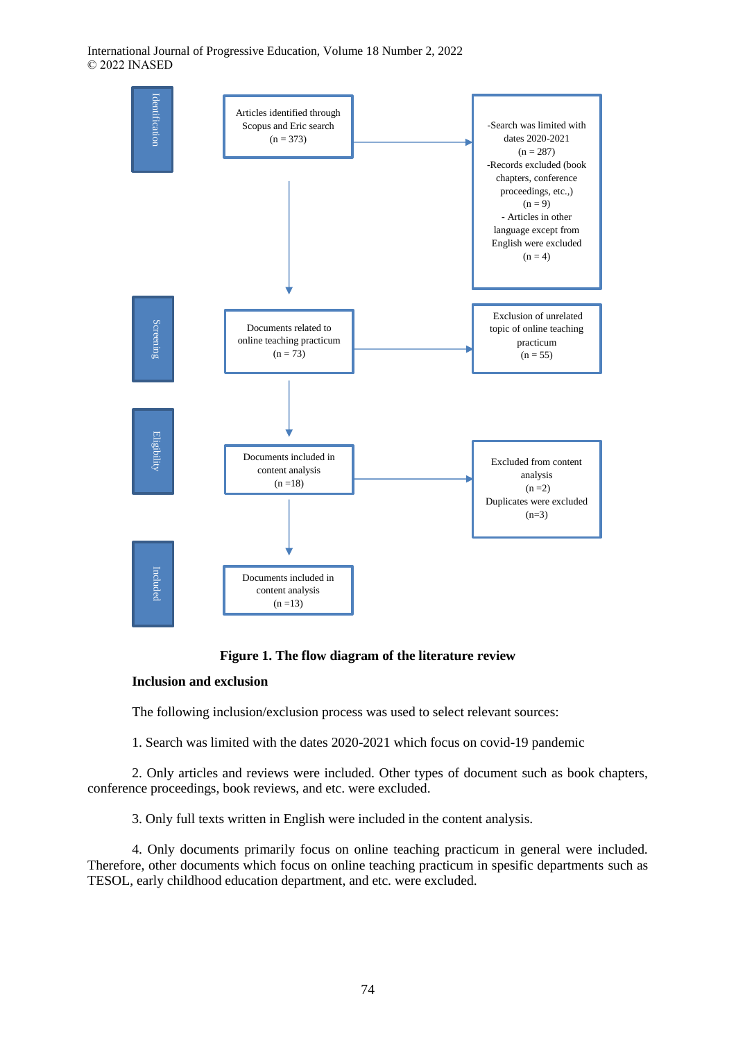Identification

Articles identified through Scopus and Eric search (n = 373)

-Search was limited with dates 2020-2021 (n = 287)
-Records excluded (book chapters, conference proceedings, etc.,) (n = 9)
- Articles in other language except from English were excluded (n = 4)

Screening

Documents related to online teaching practicum (n = 73)

Exclusion of unrelated topic of online teaching practicum (n = 55)

Eligibility

Documents included in content analysis (n =18)

Excluded from content analysis (n =2)
Duplicates were excluded (n=3)

Included

Documents included in content analysis (n =13)

**Figure 1. The flow diagram of the literature review**

**Inclusion and exclusion**

The following inclusion/exclusion process was used to select relevant sources:

1. Search was limited with the dates 2020-2021 which focus on covid-19 pandemic

2. Only articles and reviews were included. Other types of document such as book chapters, conference proceedings, book reviews, and etc. were excluded.

3. Only full texts written in English were included in the content analysis.

4. Only documents primarily focus on online teaching practicum in general were included. Therefore, other documents which focus on online teaching practicum in spesific departments such as TESOL, early childhood education department, and etc. were excluded.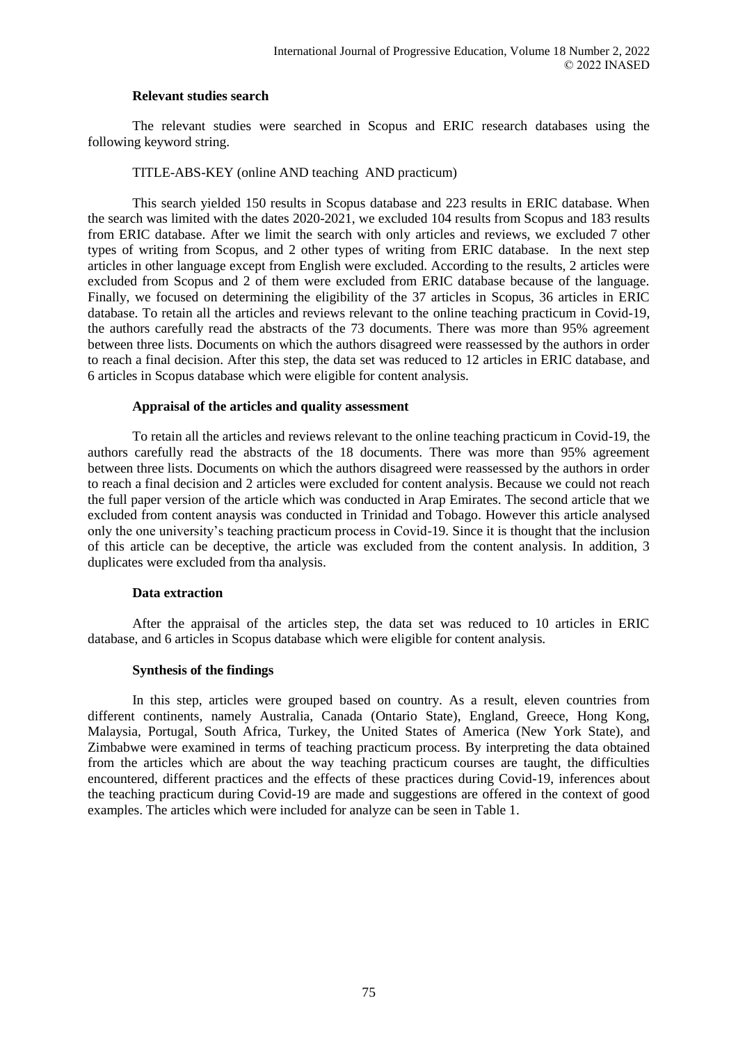### Relevant studies search

The relevant studies were searched in Scopus and ERIC research databases using the following keyword string.

TITLE-ABS-KEY (online AND teaching AND practicum)

This search yielded 150 results in Scopus database and 223 results in ERIC database. When the search was limited with the dates 2020-2021, we excluded 104 results from Scopus and 183 results from ERIC database. After we limit the search with only articles and reviews, we excluded 7 other types of writing from Scopus, and 2 other types of writing from ERIC database. In the next step articles in other language except from English were excluded. According to the results, 2 articles were excluded from Scopus and 2 of them were excluded from ERIC database because of the language. Finally, we focused on determining the eligibility of the 37 articles in Scopus, 36 articles in ERIC database. To retain all the articles and reviews relevant to the online teaching practicum in Covid-19, the authors carefully read the abstracts of the 73 documents. There was more than 95% agreement between three lists. Documents on which the authors disagreed were reassessed by the authors in order to reach a final decision. After this step, the data set was reduced to 12 articles in ERIC database, and 6 articles in Scopus database which were eligible for content analysis.

### Appraisal of the articles and quality assessment

To retain all the articles and reviews relevant to the online teaching practicum in Covid-19, the authors carefully read the abstracts of the 18 documents. There was more than 95% agreement between three lists. Documents on which the authors disagreed were reassessed by the authors in order to reach a final decision and 2 articles were excluded for content analysis. Because we could not reach the full paper version of the article which was conducted in Arap Emirates. The second article that we excluded from content anaysis was conducted in Trinidad and Tobago. However this article analysed only the one university's teaching practicum process in Covid-19. Since it is thought that the inclusion of this article can be deceptive, the article was excluded from the content analysis. In addition, 3 duplicates were excluded from tha analysis.

### Data extraction

After the appraisal of the articles step, the data set was reduced to 10 articles in ERIC database, and 6 articles in Scopus database which were eligible for content analysis.

### Synthesis of the findings

In this step, articles were grouped based on country. As a result, eleven countries from different continents, namely Australia, Canada (Ontario State), England, Greece, Hong Kong, Malaysia, Portugal, South Africa, Turkey, the United States of America (New York State), and Zimbabwe were examined in terms of teaching practicum process. By interpreting the data obtained from the articles which are about the way teaching practicum courses are taught, the difficulties encountered, different practices and the effects of these practices during Covid-19, inferences about the teaching practicum during Covid-19 are made and suggestions are offered in the context of good examples. The articles which were included for analyze can be seen in Table 1.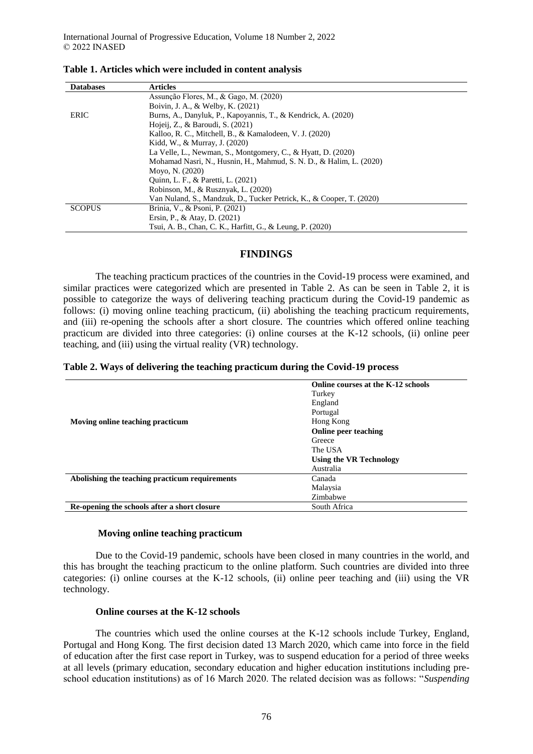**Table 1. Articles which were included in content analysis**

| Databases | Articles |
|---|---|
| ERIC | Assunção Flores, M., & Gago, M. (2020) |
| | Boivin, J. A., & Welby, K. (2021) |
| | Burns, A., Danyluk, P., Kapoyannis, T., & Kendrick, A. (2020) |
| | Hojeij, Z., & Baroudi, S. (2021) |
| | Kalloo, R. C., Mitchell, B., & Kamalodeen, V. J. (2020) |
| | Kidd, W., & Murray, J. (2020) |
| | La Velle, L., Newman, S., Montgomery, C., & Hyatt, D. (2020) |
| | Mohamad Nasri, N., Husnin, H., Mahmud, S. N. D., & Halim, L. (2020) |
| | Moyo, N. (2020) |
| | Quinn, L. F., & Paretti, L. (2021) |
| | Robinson, M., & Rusznyak, L. (2020) |
| | Van Nuland, S., Mandzuk, D., Tucker Petrick, K., & Cooper, T. (2020) |
| SCOPUS | Brinia, V., & Psoni, P. (2021) |
| | Ersin, P., & Atay, D. (2021) |
| | Tsui, A. B., Chan, C. K., Harfitt, G., & Leung, P. (2020) |

## FINDINGS

The teaching practicum practices of the countries in the Covid-19 process were examined, and similar practices were categorized which are presented in Table 2. As can be seen in Table 2, it is possible to categorize the ways of delivering teaching practicum during the Covid-19 pandemic as follows: (i) moving online teaching practicum, (ii) abolishing the teaching practicum requirements, and (iii) re-opening the schools after a short closure. The countries which offered online teaching practicum are divided into three categories: (i) online courses at the K-12 schools, (ii) online peer teaching, and (iii) using the virtual reality (VR) technology.

**Table 2. Ways of delivering the teaching practicum during the Covid-19 process**

| | |
|---|---|
| **Moving online teaching practicum** | **Online courses at the K-12 schools** |
| | Turkey |
| | England |
| | Portugal |
| | Hong Kong |
| | **Online peer teaching** |
| | Greece |
| | The USA |
| | **Using the VR Technology** |
| | Australia |
| **Abolishing the teaching practicum requirements** | Canada |
| | Malaysia |
| | Zimbabwe |
| **Re-opening the schools after a short closure** | South Africa |

### Moving online teaching practicum

Due to the Covid-19 pandemic, schools have been closed in many countries in the world, and this has brought the teaching practicum to the online platform. Such countries are divided into three categories: (i) online courses at the K-12 schools, (ii) online peer teaching and (iii) using the VR technology.

#### Online courses at the K-12 schools

The countries which used the online courses at the K-12 schools include Turkey, England, Portugal and Hong Kong. The first decision dated 13 March 2020, which came into force in the field of education after the first case report in Turkey, was to suspend education for a period of three weeks at all levels (primary education, secondary education and higher education institutions including pre-school education institutions) as of 16 March 2020. The related decision was as follows: "*Suspending*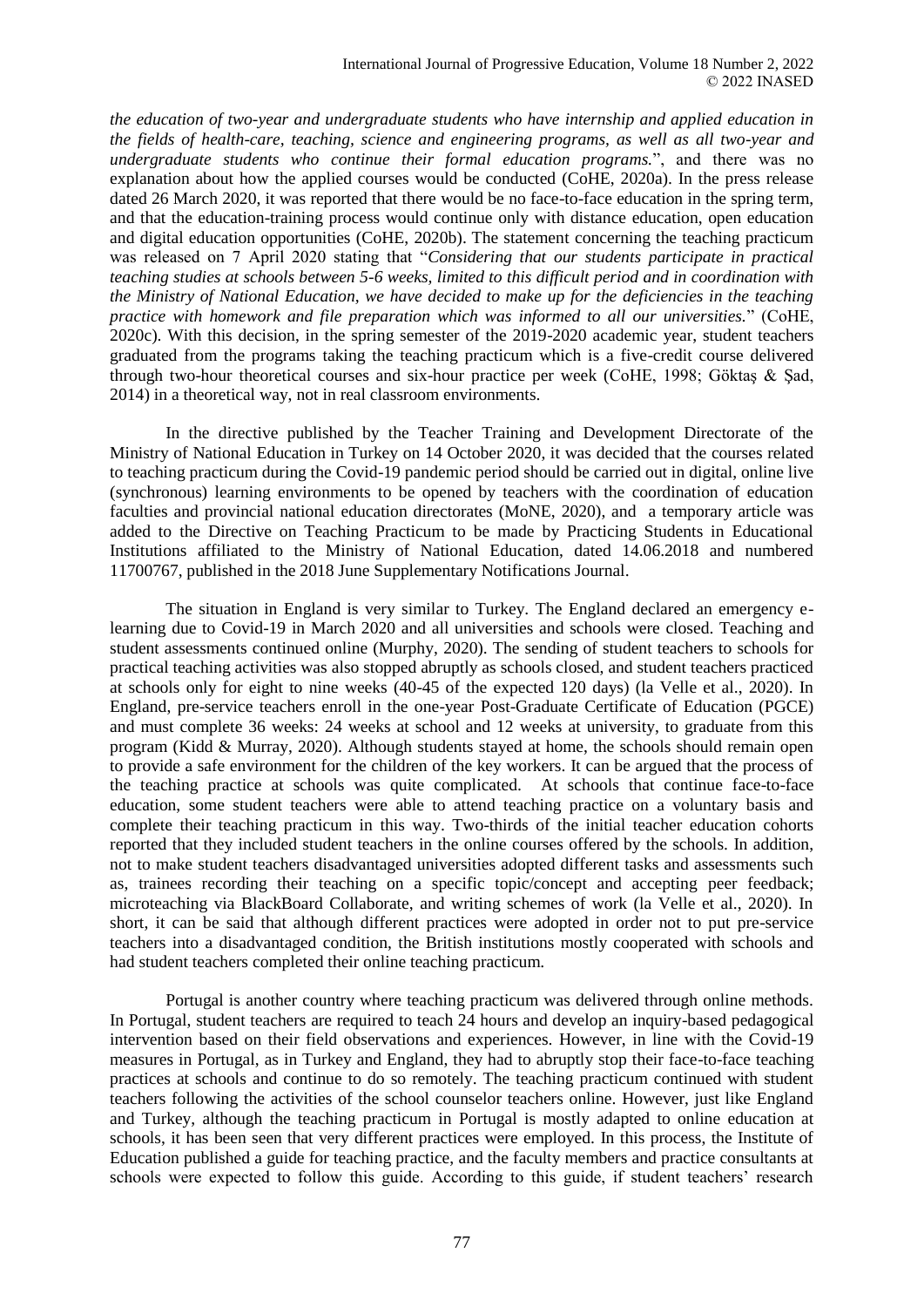*the education of two-year and undergraduate students who have internship and applied education in the fields of health-care, teaching, science and engineering programs, as well as all two-year and undergraduate students who continue their formal education programs.*", and there was no explanation about how the applied courses would be conducted (CoHE, 2020a). In the press release dated 26 March 2020, it was reported that there would be no face-to-face education in the spring term, and that the education-training process would continue only with distance education, open education and digital education opportunities (CoHE, 2020b). The statement concerning the teaching practicum was released on 7 April 2020 stating that "*Considering that our students participate in practical teaching studies at schools between 5-6 weeks, limited to this difficult period and in coordination with the Ministry of National Education, we have decided to make up for the deficiencies in the teaching practice with homework and file preparation which was informed to all our universities.*" (CoHE, 2020c). With this decision, in the spring semester of the 2019-2020 academic year, student teachers graduated from the programs taking the teaching practicum which is a five-credit course delivered through two-hour theoretical courses and six-hour practice per week (CoHE, 1998; Göktaş & Şad, 2014) in a theoretical way, not in real classroom environments.

In the directive published by the Teacher Training and Development Directorate of the Ministry of National Education in Turkey on 14 October 2020, it was decided that the courses related to teaching practicum during the Covid-19 pandemic period should be carried out in digital, online live (synchronous) learning environments to be opened by teachers with the coordination of education faculties and provincial national education directorates (MoNE, 2020), and a temporary article was added to the Directive on Teaching Practicum to be made by Practicing Students in Educational Institutions affiliated to the Ministry of National Education, dated 14.06.2018 and numbered 11700767, published in the 2018 June Supplementary Notifications Journal.

The situation in England is very similar to Turkey. The England declared an emergency e-learning due to Covid-19 in March 2020 and all universities and schools were closed. Teaching and student assessments continued online (Murphy, 2020). The sending of student teachers to schools for practical teaching activities was also stopped abruptly as schools closed, and student teachers practiced at schools only for eight to nine weeks (40-45 of the expected 120 days) (la Velle et al., 2020). In England, pre-service teachers enroll in the one-year Post-Graduate Certificate of Education (PGCE) and must complete 36 weeks: 24 weeks at school and 12 weeks at university, to graduate from this program (Kidd & Murray, 2020). Although students stayed at home, the schools should remain open to provide a safe environment for the children of the key workers. It can be argued that the process of the teaching practice at schools was quite complicated. At schools that continue face-to-face education, some student teachers were able to attend teaching practice on a voluntary basis and complete their teaching practicum in this way. Two-thirds of the initial teacher education cohorts reported that they included student teachers in the online courses offered by the schools. In addition, not to make student teachers disadvantaged universities adopted different tasks and assessments such as, trainees recording their teaching on a specific topic/concept and accepting peer feedback; microteaching via BlackBoard Collaborate, and writing schemes of work (la Velle et al., 2020). In short, it can be said that although different practices were adopted in order not to put pre-service teachers into a disadvantaged condition, the British institutions mostly cooperated with schools and had student teachers completed their online teaching practicum.

Portugal is another country where teaching practicum was delivered through online methods. In Portugal, student teachers are required to teach 24 hours and develop an inquiry-based pedagogical intervention based on their field observations and experiences. However, in line with the Covid-19 measures in Portugal, as in Turkey and England, they had to abruptly stop their face-to-face teaching practices at schools and continue to do so remotely. The teaching practicum continued with student teachers following the activities of the school counselor teachers online. However, just like England and Turkey, although the teaching practicum in Portugal is mostly adapted to online education at schools, it has been seen that very different practices were employed. In this process, the Institute of Education published a guide for teaching practice, and the faculty members and practice consultants at schools were expected to follow this guide. According to this guide, if student teachers' research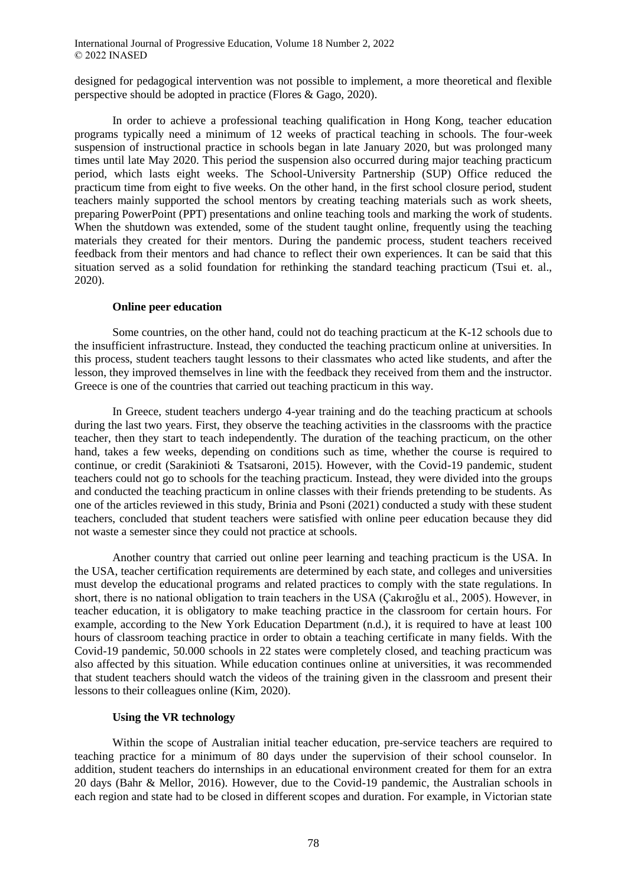designed for pedagogical intervention was not possible to implement, a more theoretical and flexible perspective should be adopted in practice (Flores & Gago, 2020).

In order to achieve a professional teaching qualification in Hong Kong, teacher education programs typically need a minimum of 12 weeks of practical teaching in schools. The four-week suspension of instructional practice in schools began in late January 2020, but was prolonged many times until late May 2020. This period the suspension also occurred during major teaching practicum period, which lasts eight weeks. The School-University Partnership (SUP) Office reduced the practicum time from eight to five weeks. On the other hand, in the first school closure period, student teachers mainly supported the school mentors by creating teaching materials such as work sheets, preparing PowerPoint (PPT) presentations and online teaching tools and marking the work of students. When the shutdown was extended, some of the student taught online, frequently using the teaching materials they created for their mentors. During the pandemic process, student teachers received feedback from their mentors and had chance to reflect their own experiences. It can be said that this situation served as a solid foundation for rethinking the standard teaching practicum (Tsui et. al., 2020).

### Online peer education

Some countries, on the other hand, could not do teaching practicum at the K-12 schools due to the insufficient infrastructure. Instead, they conducted the teaching practicum online at universities. In this process, student teachers taught lessons to their classmates who acted like students, and after the lesson, they improved themselves in line with the feedback they received from them and the instructor. Greece is one of the countries that carried out teaching practicum in this way.

In Greece, student teachers undergo 4-year training and do the teaching practicum at schools during the last two years. First, they observe the teaching activities in the classrooms with the practice teacher, then they start to teach independently. The duration of the teaching practicum, on the other hand, takes a few weeks, depending on conditions such as time, whether the course is required to continue, or credit (Sarakinioti & Tsatsaroni, 2015). However, with the Covid-19 pandemic, student teachers could not go to schools for the teaching practicum. Instead, they were divided into the groups and conducted the teaching practicum in online classes with their friends pretending to be students. As one of the articles reviewed in this study, Brinia and Psoni (2021) conducted a study with these student teachers, concluded that student teachers were satisfied with online peer education because they did not waste a semester since they could not practice at schools.

Another country that carried out online peer learning and teaching practicum is the USA. In the USA, teacher certification requirements are determined by each state, and colleges and universities must develop the educational programs and related practices to comply with the state regulations. In short, there is no national obligation to train teachers in the USA (Çakıroğlu et al., 2005). However, in teacher education, it is obligatory to make teaching practice in the classroom for certain hours. For example, according to the New York Education Department (n.d.), it is required to have at least 100 hours of classroom teaching practice in order to obtain a teaching certificate in many fields. With the Covid-19 pandemic, 50.000 schools in 22 states were completely closed, and teaching practicum was also affected by this situation. While education continues online at universities, it was recommended that student teachers should watch the videos of the training given in the classroom and present their lessons to their colleagues online (Kim, 2020).

### Using the VR technology

Within the scope of Australian initial teacher education, pre-service teachers are required to teaching practice for a minimum of 80 days under the supervision of their school counselor. In addition, student teachers do internships in an educational environment created for them for an extra 20 days (Bahr & Mellor, 2016). However, due to the Covid-19 pandemic, the Australian schools in each region and state had to be closed in different scopes and duration. For example, in Victorian state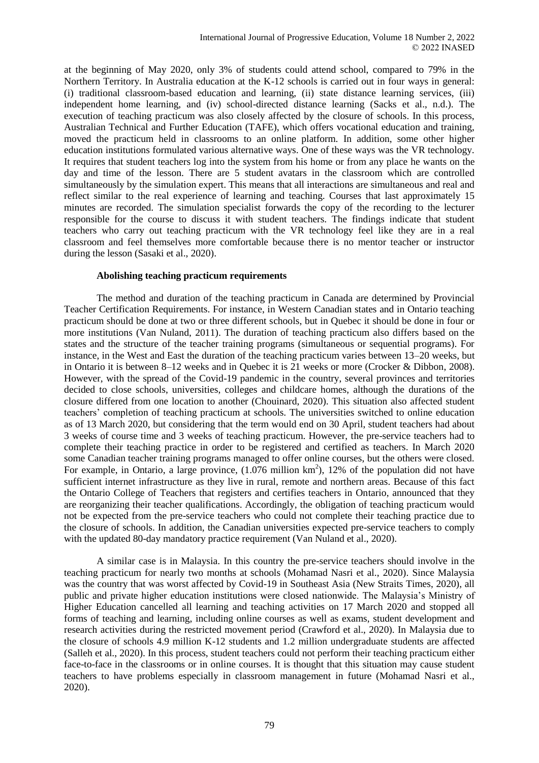at the beginning of May 2020, only 3% of students could attend school, compared to 79% in the Northern Territory. In Australia education at the K-12 schools is carried out in four ways in general: (i) traditional classroom-based education and learning, (ii) state distance learning services, (iii) independent home learning, and (iv) school-directed distance learning (Sacks et al., n.d.). The execution of teaching practicum was also closely affected by the closure of schools. In this process, Australian Technical and Further Education (TAFE), which offers vocational education and training, moved the practicum held in classrooms to an online platform. In addition, some other higher education institutions formulated various alternative ways. One of these ways was the VR technology. It requires that student teachers log into the system from his home or from any place he wants on the day and time of the lesson. There are 5 student avatars in the classroom which are controlled simultaneously by the simulation expert. This means that all interactions are simultaneous and real and reflect similar to the real experience of learning and teaching. Courses that last approximately 15 minutes are recorded. The simulation specialist forwards the copy of the recording to the lecturer responsible for the course to discuss it with student teachers. The findings indicate that student teachers who carry out teaching practicum with the VR technology feel like they are in a real classroom and feel themselves more comfortable because there is no mentor teacher or instructor during the lesson (Sasaki et al., 2020).

### Abolishing teaching practicum requirements

The method and duration of the teaching practicum in Canada are determined by Provincial Teacher Certification Requirements. For instance, in Western Canadian states and in Ontario teaching practicum should be done at two or three different schools, but in Quebec it should be done in four or more institutions (Van Nuland, 2011). The duration of teaching practicum also differs based on the states and the structure of the teacher training programs (simultaneous or sequential programs). For instance, in the West and East the duration of the teaching practicum varies between 13–20 weeks, but in Ontario it is between 8–12 weeks and in Quebec it is 21 weeks or more (Crocker & Dibbon, 2008). However, with the spread of the Covid-19 pandemic in the country, several provinces and territories decided to close schools, universities, colleges and childcare homes, although the durations of the closure differed from one location to another (Chouinard, 2020). This situation also affected student teachers' completion of teaching practicum at schools. The universities switched to online education as of 13 March 2020, but considering that the term would end on 30 April, student teachers had about 3 weeks of course time and 3 weeks of teaching practicum. However, the pre-service teachers had to complete their teaching practice in order to be registered and certified as teachers. In March 2020 some Canadian teacher training programs managed to offer online courses, but the others were closed. For example, in Ontario, a large province, (1.076 million km$^2$), 12% of the population did not have sufficient internet infrastructure as they live in rural, remote and northern areas. Because of this fact the Ontario College of Teachers that registers and certifies teachers in Ontario, announced that they are reorganizing their teacher qualifications. Accordingly, the obligation of teaching practicum would not be expected from the pre-service teachers who could not complete their teaching practice due to the closure of schools. In addition, the Canadian universities expected pre-service teachers to comply with the updated 80-day mandatory practice requirement (Van Nuland et al., 2020).

A similar case is in Malaysia. In this country the pre-service teachers should involve in the teaching practicum for nearly two months at schools (Mohamad Nasri et al., 2020). Since Malaysia was the country that was worst affected by Covid-19 in Southeast Asia (New Straits Times, 2020), all public and private higher education institutions were closed nationwide. The Malaysia's Ministry of Higher Education cancelled all learning and teaching activities on 17 March 2020 and stopped all forms of teaching and learning, including online courses as well as exams, student development and research activities during the restricted movement period (Crawford et al., 2020). In Malaysia due to the closure of schools 4.9 million K-12 students and 1.2 million undergraduate students are affected (Salleh et al., 2020). In this process, student teachers could not perform their teaching practicum either face-to-face in the classrooms or in online courses. It is thought that this situation may cause student teachers to have problems especially in classroom management in future (Mohamad Nasri et al., 2020).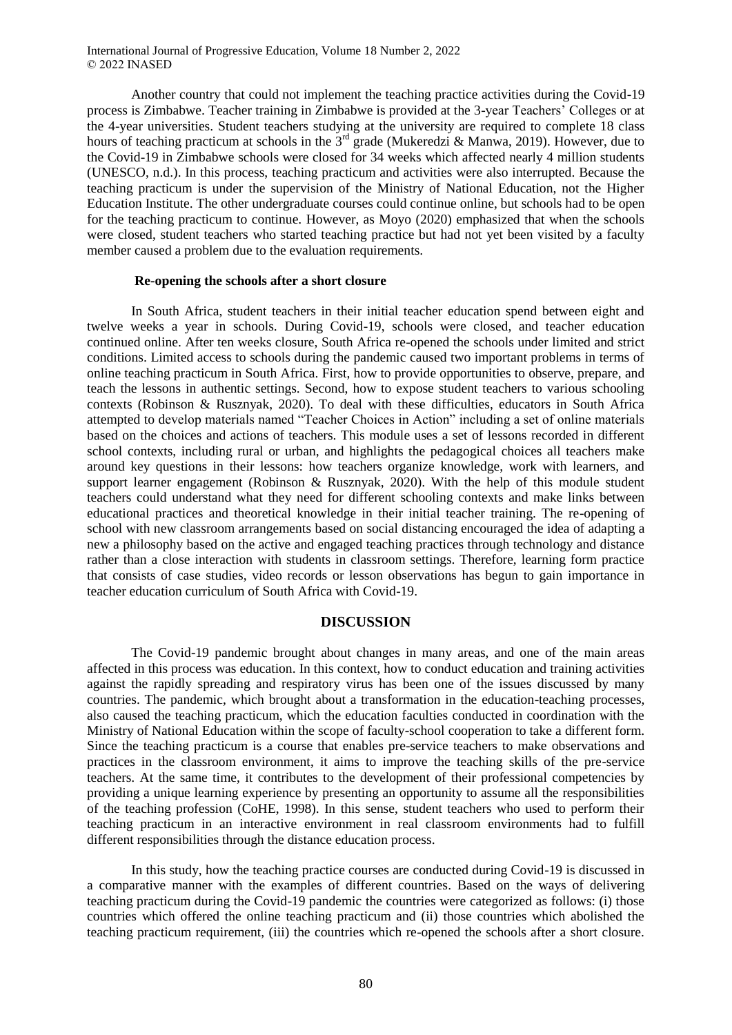Another country that could not implement the teaching practice activities during the Covid-19 process is Zimbabwe. Teacher training in Zimbabwe is provided at the 3-year Teachers' Colleges or at the 4-year universities. Student teachers studying at the university are required to complete 18 class hours of teaching practicum at schools in the 3rd grade (Mukeredzi & Manwa, 2019). However, due to the Covid-19 in Zimbabwe schools were closed for 34 weeks which affected nearly 4 million students (UNESCO, n.d.). In this process, teaching practicum and activities were also interrupted. Because the teaching practicum is under the supervision of the Ministry of National Education, not the Higher Education Institute. The other undergraduate courses could continue online, but schools had to be open for the teaching practicum to continue. However, as Moyo (2020) emphasized that when the schools were closed, student teachers who started teaching practice but had not yet been visited by a faculty member caused a problem due to the evaluation requirements.

### Re-opening the schools after a short closure

In South Africa, student teachers in their initial teacher education spend between eight and twelve weeks a year in schools. During Covid-19, schools were closed, and teacher education continued online. After ten weeks closure, South Africa re-opened the schools under limited and strict conditions. Limited access to schools during the pandemic caused two important problems in terms of online teaching practicum in South Africa. First, how to provide opportunities to observe, prepare, and teach the lessons in authentic settings. Second, how to expose student teachers to various schooling contexts (Robinson & Rusznyak, 2020). To deal with these difficulties, educators in South Africa attempted to develop materials named "Teacher Choices in Action" including a set of online materials based on the choices and actions of teachers. This module uses a set of lessons recorded in different school contexts, including rural or urban, and highlights the pedagogical choices all teachers make around key questions in their lessons: how teachers organize knowledge, work with learners, and support learner engagement (Robinson & Rusznyak, 2020). With the help of this module student teachers could understand what they need for different schooling contexts and make links between educational practices and theoretical knowledge in their initial teacher training. The re-opening of school with new classroom arrangements based on social distancing encouraged the idea of adapting a new a philosophy based on the active and engaged teaching practices through technology and distance rather than a close interaction with students in classroom settings. Therefore, learning form practice that consists of case studies, video records or lesson observations has begun to gain importance in teacher education curriculum of South Africa with Covid-19.

## DISCUSSION

The Covid-19 pandemic brought about changes in many areas, and one of the main areas affected in this process was education. In this context, how to conduct education and training activities against the rapidly spreading and respiratory virus has been one of the issues discussed by many countries. The pandemic, which brought about a transformation in the education-teaching processes, also caused the teaching practicum, which the education faculties conducted in coordination with the Ministry of National Education within the scope of faculty-school cooperation to take a different form. Since the teaching practicum is a course that enables pre-service teachers to make observations and practices in the classroom environment, it aims to improve the teaching skills of the pre-service teachers. At the same time, it contributes to the development of their professional competencies by providing a unique learning experience by presenting an opportunity to assume all the responsibilities of the teaching profession (CoHE, 1998). In this sense, student teachers who used to perform their teaching practicum in an interactive environment in real classroom environments had to fulfill different responsibilities through the distance education process.

In this study, how the teaching practice courses are conducted during Covid-19 is discussed in a comparative manner with the examples of different countries. Based on the ways of delivering teaching practicum during the Covid-19 pandemic the countries were categorized as follows: (i) those countries which offered the online teaching practicum and (ii) those countries which abolished the teaching practicum requirement, (iii) the countries which re-opened the schools after a short closure.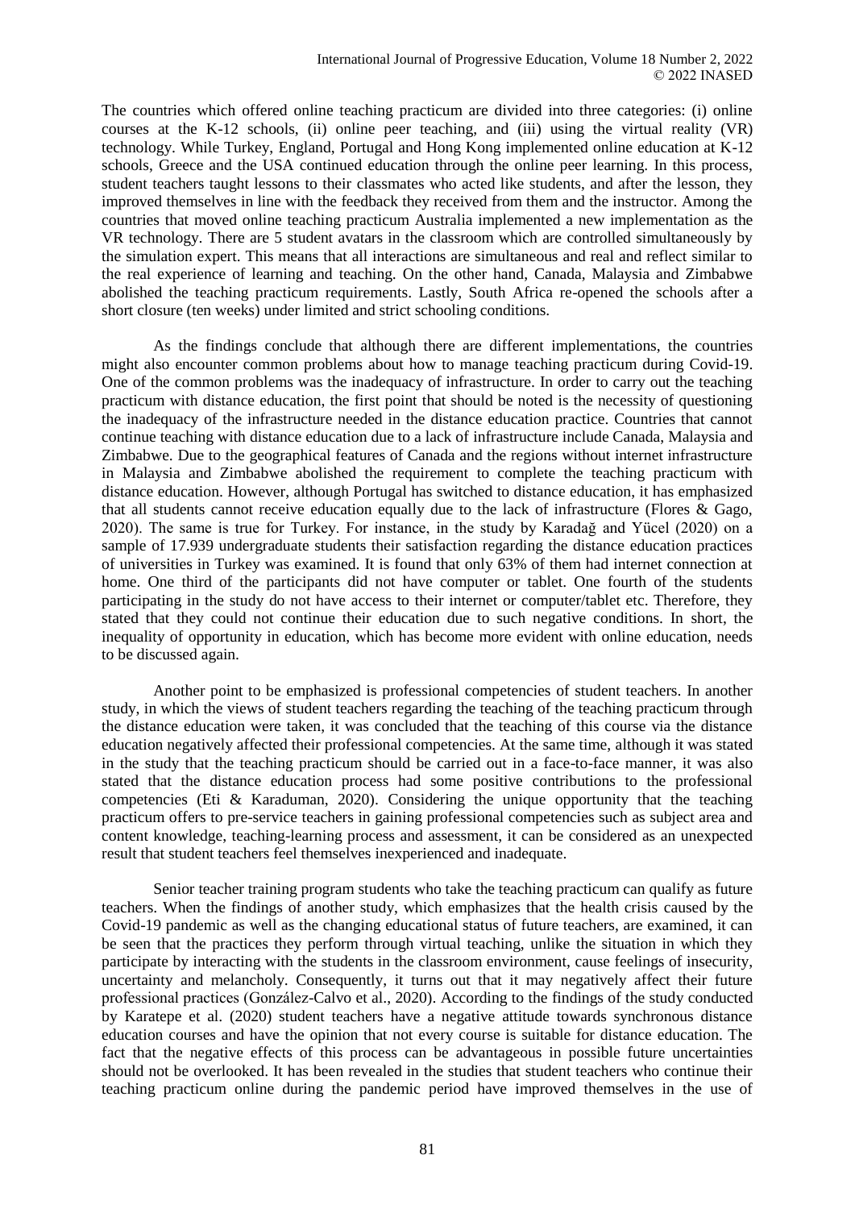The countries which offered online teaching practicum are divided into three categories: (i) online courses at the K-12 schools, (ii) online peer teaching, and (iii) using the virtual reality (VR) technology. While Turkey, England, Portugal and Hong Kong implemented online education at K-12 schools, Greece and the USA continued education through the online peer learning. In this process, student teachers taught lessons to their classmates who acted like students, and after the lesson, they improved themselves in line with the feedback they received from them and the instructor. Among the countries that moved online teaching practicum Australia implemented a new implementation as the VR technology. There are 5 student avatars in the classroom which are controlled simultaneously by the simulation expert. This means that all interactions are simultaneous and real and reflect similar to the real experience of learning and teaching. On the other hand, Canada, Malaysia and Zimbabwe abolished the teaching practicum requirements. Lastly, South Africa re-opened the schools after a short closure (ten weeks) under limited and strict schooling conditions.

As the findings conclude that although there are different implementations, the countries might also encounter common problems about how to manage teaching practicum during Covid-19. One of the common problems was the inadequacy of infrastructure. In order to carry out the teaching practicum with distance education, the first point that should be noted is the necessity of questioning the inadequacy of the infrastructure needed in the distance education practice. Countries that cannot continue teaching with distance education due to a lack of infrastructure include Canada, Malaysia and Zimbabwe. Due to the geographical features of Canada and the regions without internet infrastructure in Malaysia and Zimbabwe abolished the requirement to complete the teaching practicum with distance education. However, although Portugal has switched to distance education, it has emphasized that all students cannot receive education equally due to the lack of infrastructure (Flores & Gago, 2020). The same is true for Turkey. For instance, in the study by Karadağ and Yücel (2020) on a sample of 17.939 undergraduate students their satisfaction regarding the distance education practices of universities in Turkey was examined. It is found that only 63% of them had internet connection at home. One third of the participants did not have computer or tablet. One fourth of the students participating in the study do not have access to their internet or computer/tablet etc. Therefore, they stated that they could not continue their education due to such negative conditions. In short, the inequality of opportunity in education, which has become more evident with online education, needs to be discussed again.

Another point to be emphasized is professional competencies of student teachers. In another study, in which the views of student teachers regarding the teaching of the teaching practicum through the distance education were taken, it was concluded that the teaching of this course via the distance education negatively affected their professional competencies. At the same time, although it was stated in the study that the teaching practicum should be carried out in a face-to-face manner, it was also stated that the distance education process had some positive contributions to the professional competencies (Eti & Karaduman, 2020). Considering the unique opportunity that the teaching practicum offers to pre-service teachers in gaining professional competencies such as subject area and content knowledge, teaching-learning process and assessment, it can be considered as an unexpected result that student teachers feel themselves inexperienced and inadequate.

Senior teacher training program students who take the teaching practicum can qualify as future teachers. When the findings of another study, which emphasizes that the health crisis caused by the Covid-19 pandemic as well as the changing educational status of future teachers, are examined, it can be seen that the practices they perform through virtual teaching, unlike the situation in which they participate by interacting with the students in the classroom environment, cause feelings of insecurity, uncertainty and melancholy. Consequently, it turns out that it may negatively affect their future professional practices (González-Calvo et al., 2020). According to the findings of the study conducted by Karatepe et al. (2020) student teachers have a negative attitude towards synchronous distance education courses and have the opinion that not every course is suitable for distance education. The fact that the negative effects of this process can be advantageous in possible future uncertainties should not be overlooked. It has been revealed in the studies that student teachers who continue their teaching practicum online during the pandemic period have improved themselves in the use of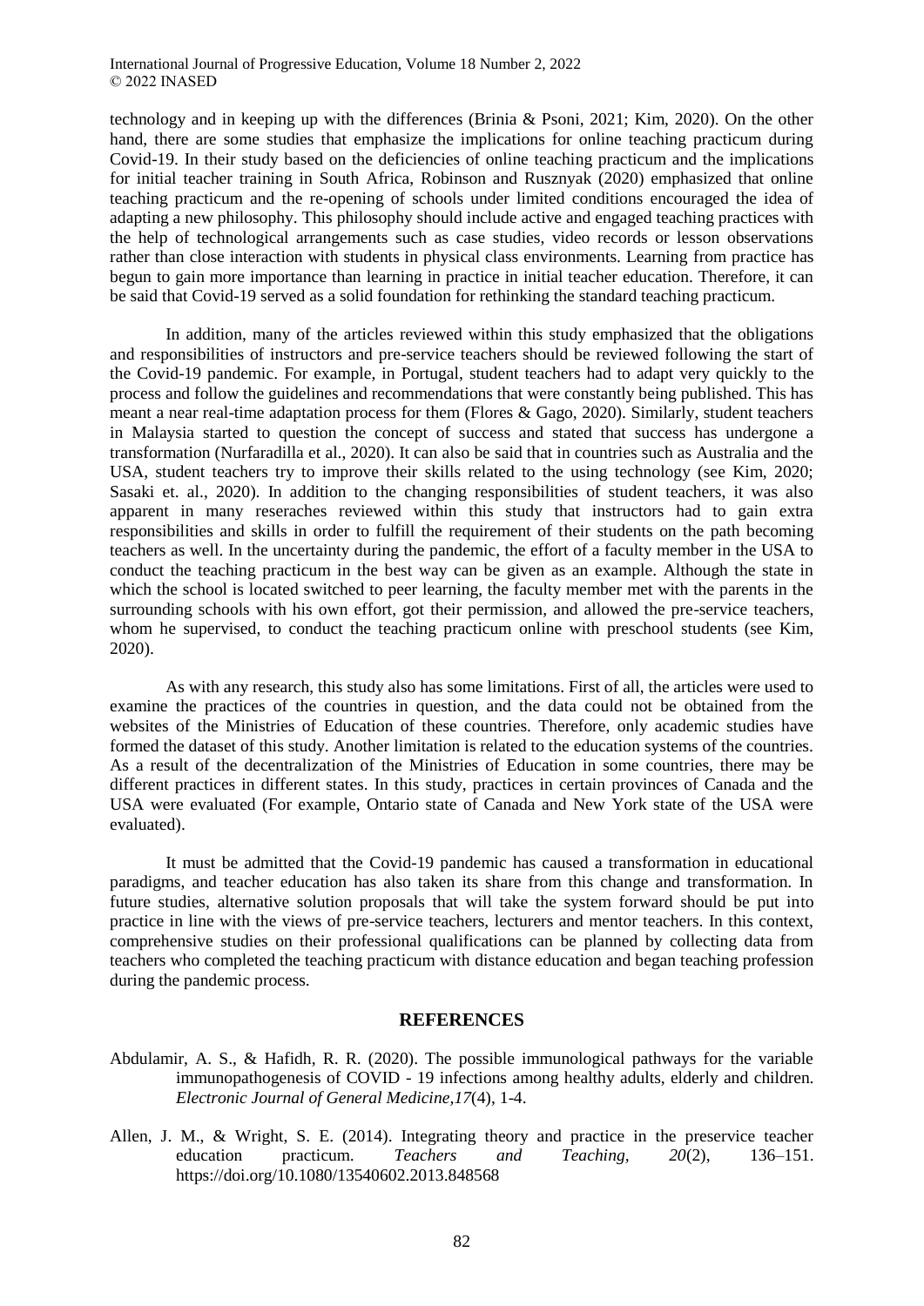technology and in keeping up with the differences (Brinia & Psoni, 2021; Kim, 2020). On the other hand, there are some studies that emphasize the implications for online teaching practicum during Covid-19. In their study based on the deficiencies of online teaching practicum and the implications for initial teacher training in South Africa, Robinson and Rusznyak (2020) emphasized that online teaching practicum and the re-opening of schools under limited conditions encouraged the idea of adapting a new philosophy. This philosophy should include active and engaged teaching practices with the help of technological arrangements such as case studies, video records or lesson observations rather than close interaction with students in physical class environments. Learning from practice has begun to gain more importance than learning in practice in initial teacher education. Therefore, it can be said that Covid-19 served as a solid foundation for rethinking the standard teaching practicum.

In addition, many of the articles reviewed within this study emphasized that the obligations and responsibilities of instructors and pre-service teachers should be reviewed following the start of the Covid-19 pandemic. For example, in Portugal, student teachers had to adapt very quickly to the process and follow the guidelines and recommendations that were constantly being published. This has meant a near real-time adaptation process for them (Flores & Gago, 2020). Similarly, student teachers in Malaysia started to question the concept of success and stated that success has undergone a transformation (Nurfaradilla et al., 2020). It can also be said that in countries such as Australia and the USA, student teachers try to improve their skills related to the using technology (see Kim, 2020; Sasaki et. al., 2020). In addition to the changing responsibilities of student teachers, it was also apparent in many reseraches reviewed within this study that instructors had to gain extra responsibilities and skills in order to fulfill the requirement of their students on the path becoming teachers as well. In the uncertainty during the pandemic, the effort of a faculty member in the USA to conduct the teaching practicum in the best way can be given as an example. Although the state in which the school is located switched to peer learning, the faculty member met with the parents in the surrounding schools with his own effort, got their permission, and allowed the pre-service teachers, whom he supervised, to conduct the teaching practicum online with preschool students (see Kim, 2020).

As with any research, this study also has some limitations. First of all, the articles were used to examine the practices of the countries in question, and the data could not be obtained from the websites of the Ministries of Education of these countries. Therefore, only academic studies have formed the dataset of this study. Another limitation is related to the education systems of the countries. As a result of the decentralization of the Ministries of Education in some countries, there may be different practices in different states. In this study, practices in certain provinces of Canada and the USA were evaluated (For example, Ontario state of Canada and New York state of the USA were evaluated).

It must be admitted that the Covid-19 pandemic has caused a transformation in educational paradigms, and teacher education has also taken its share from this change and transformation. In future studies, alternative solution proposals that will take the system forward should be put into practice in line with the views of pre-service teachers, lecturers and mentor teachers. In this context, comprehensive studies on their professional qualifications can be planned by collecting data from teachers who completed the teaching practicum with distance education and began teaching profession during the pandemic process.

## REFERENCES

Abdulamir, A. S., & Hafidh, R. R. (2020). The possible immunological pathways for the variable immunopathogenesis of COVID - 19 infections among healthy adults, elderly and children. *Electronic Journal of General Medicine,17*(4), 1-4.

Allen, J. M., & Wright, S. E. (2014). Integrating theory and practice in the preservice teacher education practicum. *Teachers and Teaching, 20*(2), 136–151. https://doi.org/10.1080/13540602.2013.848568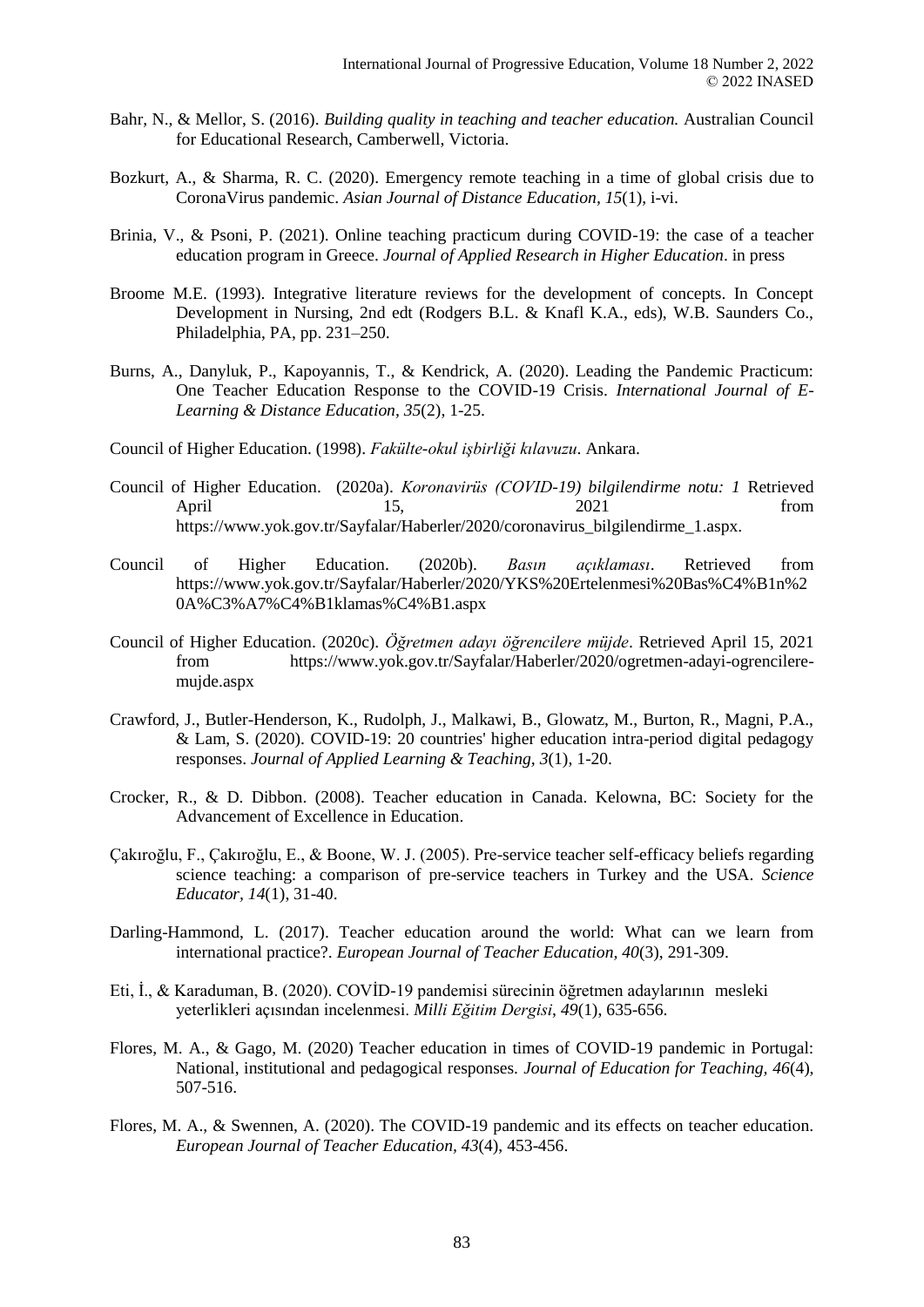Bahr, N., & Mellor, S. (2016). *Building quality in teaching and teacher education.* Australian Council for Educational Research, Camberwell, Victoria.

Bozkurt, A., & Sharma, R. C. (2020). Emergency remote teaching in a time of global crisis due to CoronaVirus pandemic. *Asian Journal of Distance Education, 15*(1), i-vi.

Brinia, V., & Psoni, P. (2021). Online teaching practicum during COVID-19: the case of a teacher education program in Greece. *Journal of Applied Research in Higher Education*. in press

Broome M.E. (1993). Integrative literature reviews for the development of concepts. In Concept Development in Nursing, 2nd edt (Rodgers B.L. & Knafl K.A., eds), W.B. Saunders Co., Philadelphia, PA, pp. 231–250.

Burns, A., Danyluk, P., Kapoyannis, T., & Kendrick, A. (2020). Leading the Pandemic Practicum: One Teacher Education Response to the COVID-19 Crisis. *International Journal of E-Learning & Distance Education, 35*(2), 1-25.

Council of Higher Education. (1998). *Fakülte-okul işbirliği kılavuzu*. Ankara.

Council of Higher Education. (2020a). *Koronavirüs (COVID-19) bilgilendirme notu: 1* Retrieved April 15, 2021 from https://www.yok.gov.tr/Sayfalar/Haberler/2020/coronavirus_bilgilendirme_1.aspx.

Council of Higher Education. (2020b). *Basın açıklaması*. Retrieved from https://www.yok.gov.tr/Sayfalar/Haberler/2020/YKS%20Ertelenmesi%20Bas%C4%B1n%20A%C3%A7%C4%B1klamas%C4%B1.aspx

Council of Higher Education. (2020c). *Öğretmen adayı öğrencilere müjde*. Retrieved April 15, 2021 from https://www.yok.gov.tr/Sayfalar/Haberler/2020/ogretmen-adayi-ogrencilere-mujde.aspx

Crawford, J., Butler-Henderson, K., Rudolph, J., Malkawi, B., Glowatz, M., Burton, R., Magni, P.A., & Lam, S. (2020). COVID-19: 20 countries' higher education intra-period digital pedagogy responses. *Journal of Applied Learning & Teaching, 3*(1), 1-20.

Crocker, R., & D. Dibbon. (2008). Teacher education in Canada. Kelowna, BC: Society for the Advancement of Excellence in Education.

Çakıroğlu, F., Çakıroğlu, E., & Boone, W. J. (2005). Pre-service teacher self-efficacy beliefs regarding science teaching: a comparison of pre-service teachers in Turkey and the USA. *Science Educator, 14*(1), 31-40.

Darling-Hammond, L. (2017). Teacher education around the world: What can we learn from international practice?. *European Journal of Teacher Education, 40*(3), 291-309.

Eti, İ., & Karaduman, B. (2020). COVİD-19 pandemisi sürecinin öğretmen adaylarının mesleki yeterlikleri açısından incelenmesi. *Milli Eğitim Dergisi*, *49*(1), 635-656.

Flores, M. A., & Gago, M. (2020) Teacher education in times of COVID-19 pandemic in Portugal: National, institutional and pedagogical responses. *Journal of Education for Teaching, 46*(4), 507-516.

Flores, M. A., & Swennen, A. (2020). The COVID-19 pandemic and its effects on teacher education. *European Journal of Teacher Education, 43*(4), 453-456.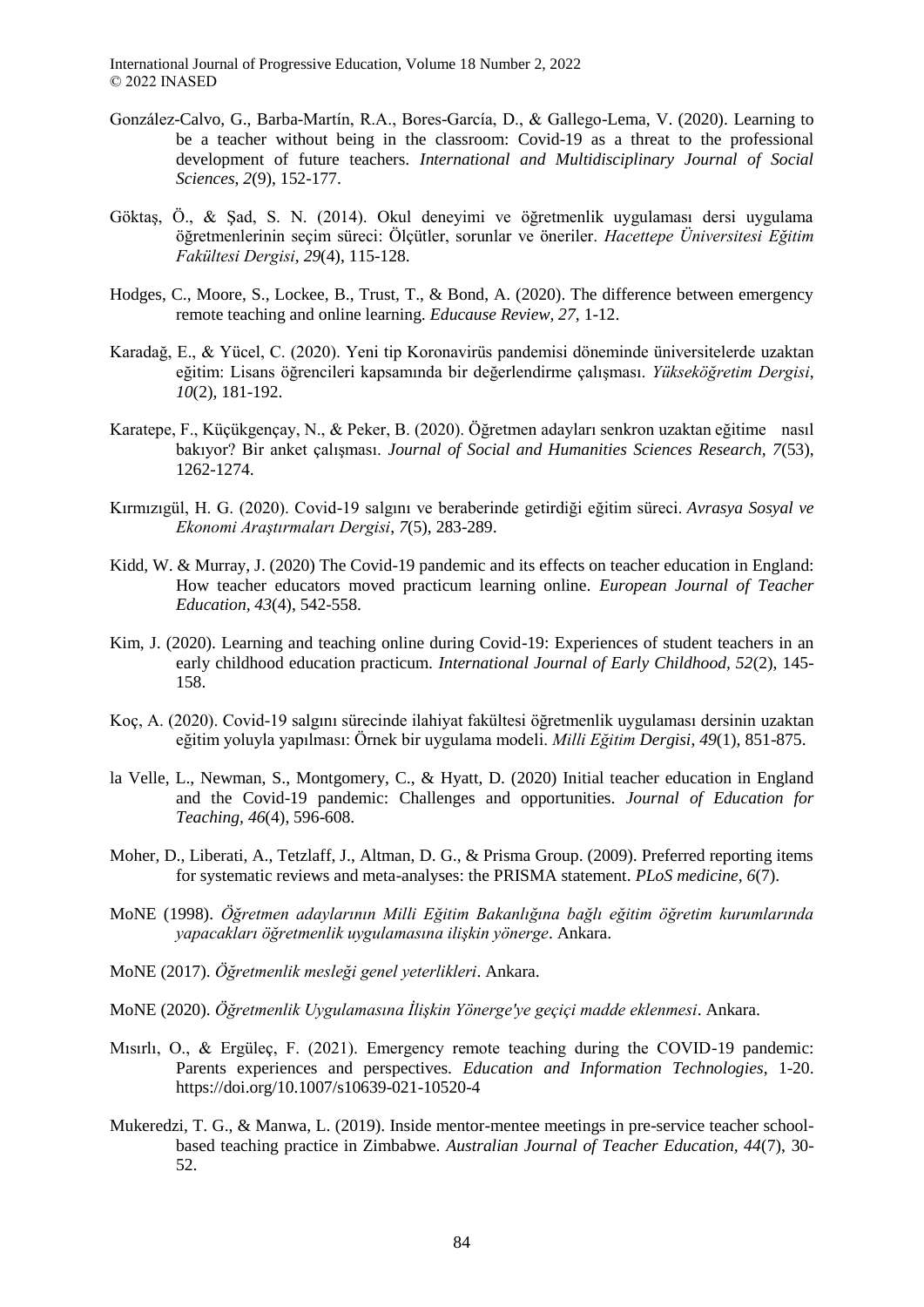González-Calvo, G., Barba-Martín, R.A., Bores-García, D., & Gallego-Lema, V. (2020). Learning to be a teacher without being in the classroom: Covid-19 as a threat to the professional development of future teachers. *International and Multidisciplinary Journal of Social Sciences*, *2*(9), 152-177.

Göktaş, Ö., & Şad, S. N. (2014). Okul deneyimi ve öğretmenlik uygulaması dersi uygulama öğretmenlerinin seçim süreci: Ölçütler, sorunlar ve öneriler. *Hacettepe Üniversitesi Eğitim Fakültesi Dergisi*, *29*(4), 115-128.

Hodges, C., Moore, S., Lockee, B., Trust, T., & Bond, A. (2020). The difference between emergency remote teaching and online learning. *Educause Review, 27*, 1-12.

Karadağ, E., & Yücel, C. (2020). Yeni tip Koronavirüs pandemisi döneminde üniversitelerde uzaktan eğitim: Lisans öğrencileri kapsamında bir değerlendirme çalışması. *Yükseköğretim Dergisi*, *10*(2), 181-192.

Karatepe, F., Küçükgençay, N., & Peker, B. (2020). Öğretmen adayları senkron uzaktan eğitime nasıl bakıyor? Bir anket çalışması. *Journal of Social and Humanities Sciences Research, 7*(53), 1262-1274.

Kırmızıgül, H. G. (2020). Covid-19 salgını ve beraberinde getirdiği eğitim süreci. *Avrasya Sosyal ve Ekonomi Araştırmaları Dergisi*, *7*(5), 283-289.

Kidd, W. & Murray, J. (2020) The Covid-19 pandemic and its effects on teacher education in England: How teacher educators moved practicum learning online. *European Journal of Teacher Education*, *43*(4), 542-558.

Kim, J. (2020). Learning and teaching online during Covid-19: Experiences of student teachers in an early childhood education practicum. *International Journal of Early Childhood, 52*(2), 145-158.

Koç, A. (2020). Covid-19 salgını sürecinde ilahiyat fakültesi öğretmenlik uygulaması dersinin uzaktan eğitim yoluyla yapılması: Örnek bir uygulama modeli. *Milli Eğitim Dergisi*, *49*(1), 851-875.

la Velle, L., Newman, S., Montgomery, C., & Hyatt, D. (2020) Initial teacher education in England and the Covid-19 pandemic: Challenges and opportunities. *Journal of Education for Teaching, 46*(4), 596-608.

Moher, D., Liberati, A., Tetzlaff, J., Altman, D. G., & Prisma Group. (2009). Preferred reporting items for systematic reviews and meta-analyses: the PRISMA statement. *PLoS medicine, 6*(7).

MoNE (1998). *Öğretmen adaylarının Milli Eğitim Bakanlığına bağlı eğitim öğretim kurumlarında yapacakları öğretmenlik uygulamasına ilişkin yönerge*. Ankara.

MoNE (2017). *Öğretmenlik mesleği genel yeterlikleri*. Ankara.

MoNE (2020). *Öğretmenlik Uygulamasına İlişkin Yönerge'ye geçiçi madde eklenmesi*. Ankara.

Mısırlı, O., & Ergüleç, F. (2021). Emergency remote teaching during the COVID-19 pandemic: Parents experiences and perspectives. *Education and Information Technologies*, 1-20. https://doi.org/10.1007/s10639-021-10520-4

Mukeredzi, T. G., & Manwa, L. (2019). Inside mentor-mentee meetings in pre-service teacher school-based teaching practice in Zimbabwe. *Australian Journal of Teacher Education, 44*(7), 30-52.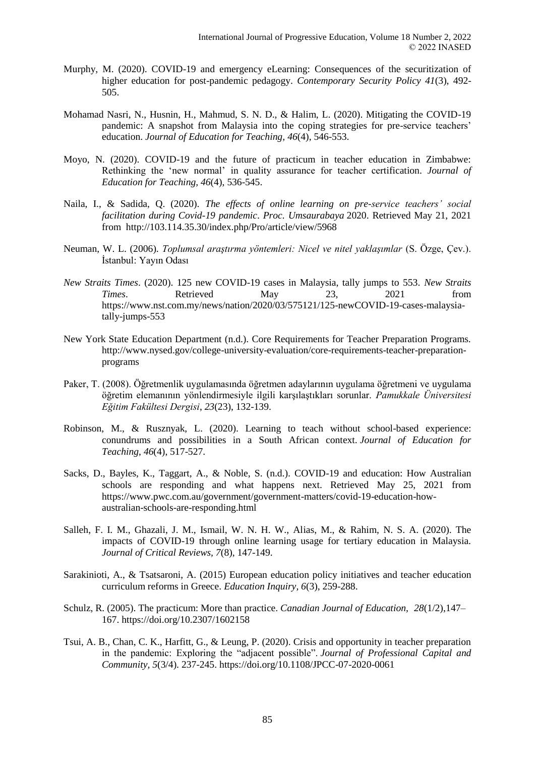Murphy, M. (2020). COVID-19 and emergency eLearning: Consequences of the securitization of higher education for post-pandemic pedagogy. *Contemporary Security Policy 41*(3), 492-505.

Mohamad Nasri, N., Husnin, H., Mahmud, S. N. D., & Halim, L. (2020). Mitigating the COVID-19 pandemic: A snapshot from Malaysia into the coping strategies for pre-service teachers' education. *Journal of Education for Teaching, 46*(4), 546-553.

Moyo, N. (2020). COVID-19 and the future of practicum in teacher education in Zimbabwe: Rethinking the 'new normal' in quality assurance for teacher certification. *Journal of Education for Teaching, 46*(4), 536-545.

Naila, I., & Sadida, Q. (2020). *The effects of online learning on pre-service teachers' social facilitation during Covid-19 pandemic*. *Proc. Umsaurabaya* 2020. Retrieved May 21, 2021 from http://103.114.35.30/index.php/Pro/article/view/5968

Neuman, W. L. (2006). *Toplumsal araştırma yöntemleri: Nicel ve nitel yaklaşımlar* (S. Özge, Çev.). İstanbul: Yayın Odası

*New Straits Times*. (2020). 125 new COVID-19 cases in Malaysia, tally jumps to 553. *New Straits Times*. Retrieved May 23, 2021 from https://www.nst.com.my/news/nation/2020/03/575121/125-newCOVID-19-cases-malaysia-tally-jumps-553

New York State Education Department (n.d.). Core Requirements for Teacher Preparation Programs. http://www.nysed.gov/college-university-evaluation/core-requirements-teacher-preparation-programs

Paker, T. (2008). Öğretmenlik uygulamasında öğretmen adaylarının uygulama öğretmeni ve uygulama öğretim elemanının yönlendirmesiyle ilgili karşılaştıkları sorunlar. *Pamukkale Üniversitesi Eğitim Fakültesi Dergisi*, *23*(23), 132-139.

Robinson, M., & Rusznyak, L. (2020). Learning to teach without school-based experience: conundrums and possibilities in a South African context. *Journal of Education for Teaching*, *46*(4), 517-527.

Sacks, D., Bayles, K., Taggart, A., & Noble, S. (n.d.). COVID-19 and education: How Australian schools are responding and what happens next. Retrieved May 25, 2021 from https://www.pwc.com.au/government/government-matters/covid-19-education-how-australian-schools-are-responding.html

Salleh, F. I. M., Ghazali, J. M., Ismail, W. N. H. W., Alias, M., & Rahim, N. S. A. (2020). The impacts of COVID-19 through online learning usage for tertiary education in Malaysia. *Journal of Critical Reviews, 7*(8), 147-149.

Sarakinioti, A., & Tsatsaroni, A. (2015) European education policy initiatives and teacher education curriculum reforms in Greece. *Education Inquiry, 6*(3), 259-288.

Schulz, R. (2005). The practicum: More than practice. *Canadian Journal of Education, 28*(1/2),147–167. https://doi.org/10.2307/1602158

Tsui, A. B., Chan, C. K., Harfitt, G., & Leung, P. (2020). Crisis and opportunity in teacher preparation in the pandemic: Exploring the "adjacent possible". *Journal of Professional Capital and Community, 5*(3/4). 237-245. https://doi.org/10.1108/JPCC-07-2020-0061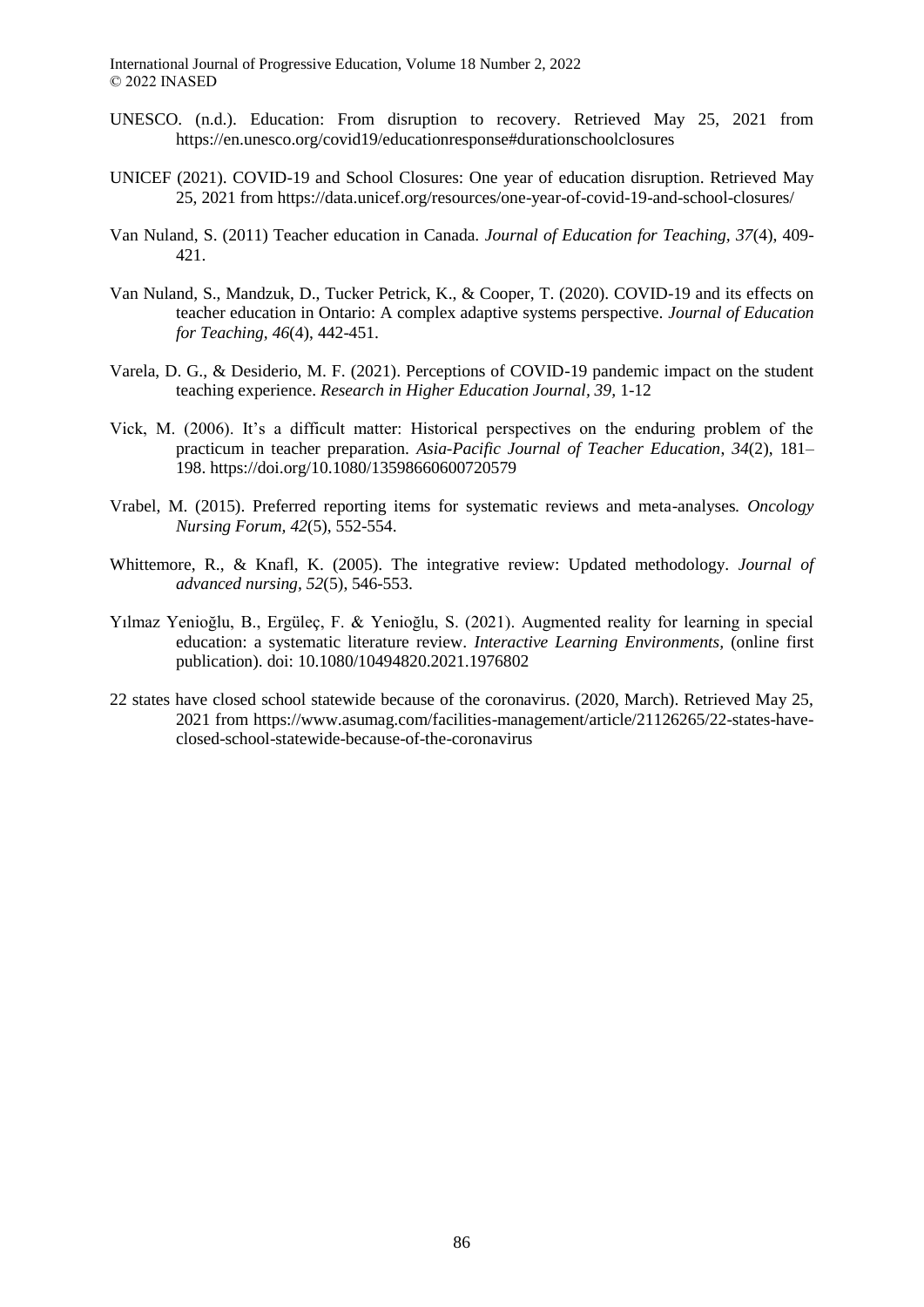UNESCO. (n.d.). Education: From disruption to recovery. Retrieved May 25, 2021 from https://en.unesco.org/covid19/educationresponse#durationschoolclosures

UNICEF (2021). COVID-19 and School Closures: One year of education disruption. Retrieved May 25, 2021 from https://data.unicef.org/resources/one-year-of-covid-19-and-school-closures/

Van Nuland, S. (2011) Teacher education in Canada. *Journal of Education for Teaching, 37*(4), 409-421.

Van Nuland, S., Mandzuk, D., Tucker Petrick, K., & Cooper, T. (2020). COVID-19 and its effects on teacher education in Ontario: A complex adaptive systems perspective. *Journal of Education for Teaching, 46*(4), 442-451.

Varela, D. G., & Desiderio, M. F. (2021). Perceptions of COVID-19 pandemic impact on the student teaching experience. *Research in Higher Education Journal, 39,* 1-12

Vick, M. (2006). It's a difficult matter: Historical perspectives on the enduring problem of the practicum in teacher preparation. *Asia-Pacific Journal of Teacher Education, 34*(2), 181–198. https://doi.org/10.1080/13598660600720579

Vrabel, M. (2015). Preferred reporting items for systematic reviews and meta-analyses*. Oncology Nursing Forum, 42*(5), 552-554.

Whittemore, R., & Knafl, K. (2005). The integrative review: Updated methodology. *Journal of advanced nursing, 52*(5), 546-553.

Yılmaz Yenioğlu, B., Ergüleç, F. & Yenioğlu, S. (2021). Augmented reality for learning in special education: a systematic literature review. *Interactive Learning Environments,* (online first publication). doi: 10.1080/10494820.2021.1976802

22 states have closed school statewide because of the coronavirus. (2020, March). Retrieved May 25, 2021 from https://www.asumag.com/facilities-management/article/21126265/22-states-have-closed-school-statewide-because-of-the-coronavirus